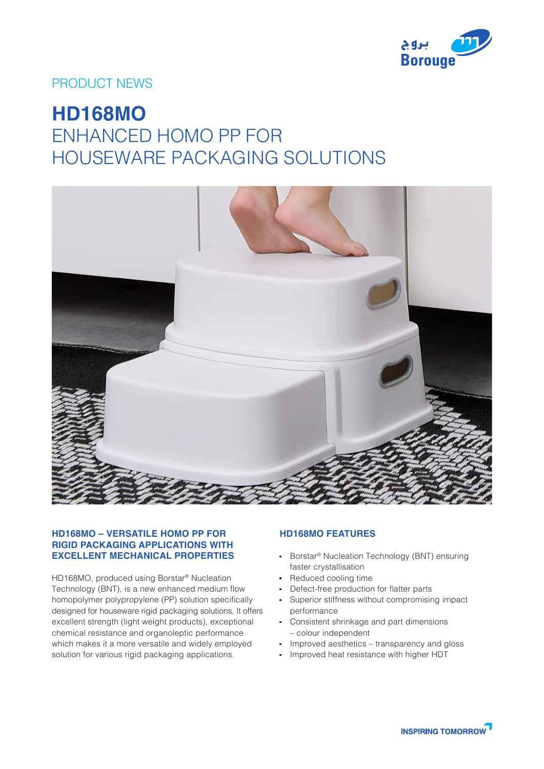PRODUCT NEWS

# HD168MO
## ENHANCED HOMO PP FOR HOUSEWARE PACKAGING SOLUTIONS

### HD168MO – VERSATILE HOMO PP FOR RIGID PACKAGING APPLICATIONS WITH EXCELLENT MECHANICAL PROPERTIES

HD168MO, produced using Borstar® Nucleation Technology (BNT), is a new enhanced medium flow homopolymer polypropylene (PP) solution specifically designed for houseware rigid packaging solutions. It offers excellent strength (light weight products), exceptional chemical resistance and organoleptic performance which makes it a more versatile and widely employed solution for various rigid packaging applications.

### HD168MO FEATURES

- Borstar® Nucleation Technology (BNT) ensuring faster crystallisation
- Reduced cooling time
- Defect-free production for flatter parts
- Superior stiffness without compromising impact performance
- Consistent shrinkage and part dimensions – colour independent
- Improved aesthetics – transparency and gloss
- Improved heat resistance with higher HDT

INSPIRING TOMORROW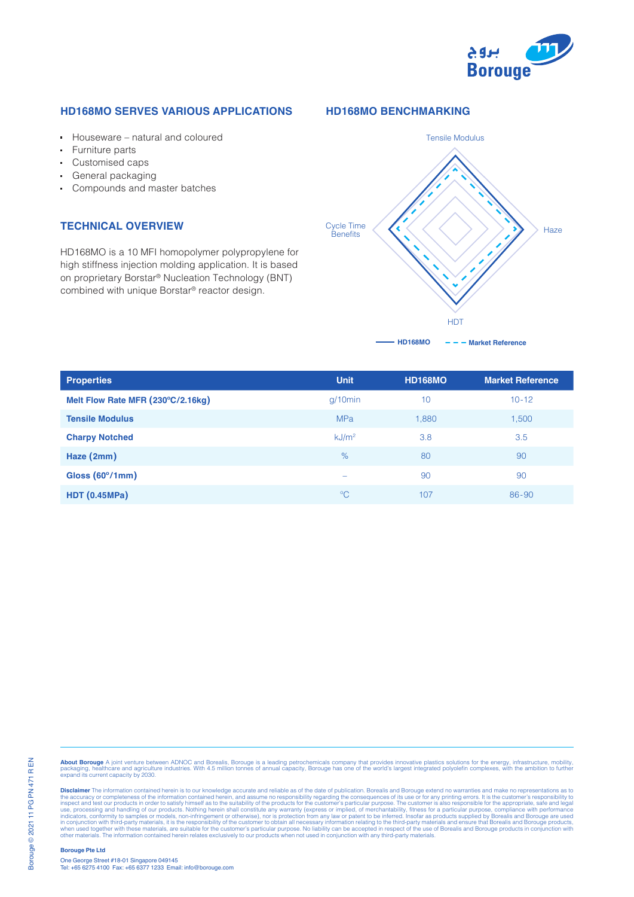## HD168MO SERVES VARIOUS APPLICATIONS

- Houseware – natural and coloured
- Furniture parts
- Customised caps
- General packaging
- Compounds and master batches

## TECHNICAL OVERVIEW

HD168MO is a 10 MFI homopolymer polypropylene for high stiffness injection molding application. It is based on proprietary Borstar® Nucleation Technology (BNT) combined with unique Borstar® reactor design.

## HD168MO BENCHMARKING

Tensile Modulus

Haze

HDT

Cycle Time Benefits

HD168MO

Market Reference

| Properties | Unit | HD168MO | Market Reference |
|---|---|---|---|
| Melt Flow Rate MFR (230°C/2.16kg) | g/10min | 10 | 10-12 |
| Tensile Modulus | MPa | 1,880 | 1,500 |
| Charpy Notched | kJ/m² | 3.8 | 3.5 |
| Haze (2mm) | % | 80 | 90 |
| Gloss (60°/1mm) | – | 90 | 90 |
| HDT (0.45MPa) | °C | 107 | 86-90 |

**About Borouge** A joint venture between ADNOC and Borealis, Borouge is a leading petrochemicals company that provides innovative plastics solutions for the energy, infrastructure, mobility, packaging, healthcare and agriculture industries. With 4.5 million tonnes of annual capacity, Borouge has one of the world's largest integrated polyolefin complexes, with the ambition to further expand its current capacity by 2030.

**Disclaimer** The information contained herein is to our knowledge accurate and reliable as of the date of publication. Borealis and Borouge extend no warranties and make no representations as to the accuracy or completeness of the information contained herein, and assume no responsibility regarding the consequences of its use or for any printing errors. It is the customer's responsibility to inspect and test our products in order to satisfy himself as to the suitability of the products for the customer's particular purpose. The customer is also responsible for the appropriate, safe and legal use, processing and handling of our products. Nothing herein shall constitute any warranty (express or implied, of merchantability, fitness for a particular purpose, compliance with performance indicators, conformity to samples or models, non-infringement or otherwise), nor is protection from any law or patent to be inferred. Insofar as products supplied by Borealis and Borouge are used in conjunction with third-party materials, it is the responsibility of the customer to obtain all necessary information relating to the third-party materials and ensure that Borealis and Borouge products, when used together with these materials, are suitable for the customer's particular purpose. No liability can be accepted in respect of the use of Borealis and Borouge products in conjunction with other materials. The information contained herein relates exclusively to our products when not used in conjunction with any third-party materials.

**Borouge Pte Ltd**

One George Street #18-01 Singapore 049145
Tel: +65 6275 4100 Fax: +65 6377 1233 Email: info@borouge.com

Borouge © 2021 11 PG PN 471 R EN